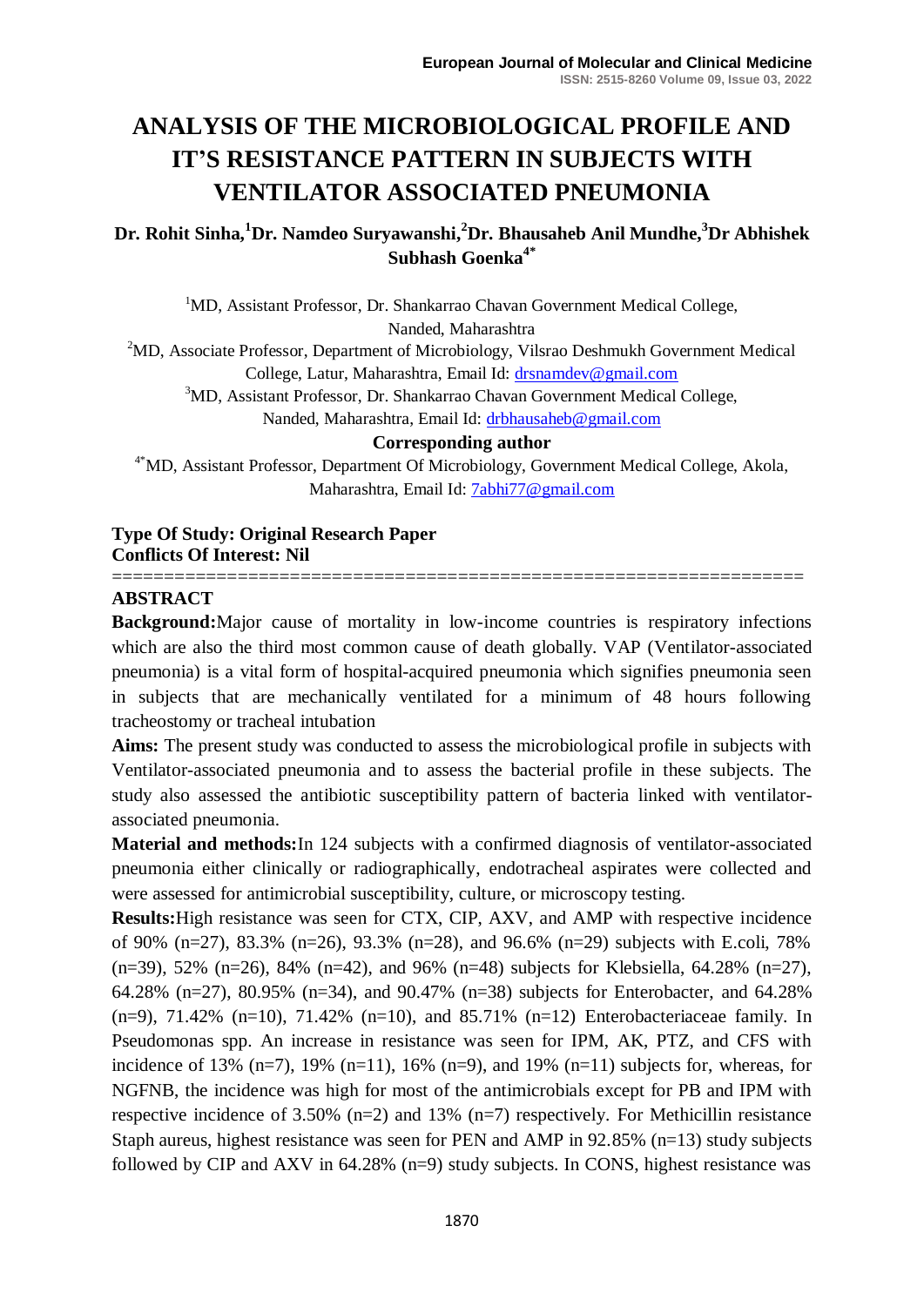# ANALYSIS OF THE MICROBIOLOGICAL PROFILE AND IT'S RESISTANCE PATTERN IN SUBJECTS WITH VENTILATOR ASSOCIATED PNEUMONIA

**Dr. Rohit Sinha,[1] Dr. Namdeo Suryawanshi,[2] Dr. Bhausaheb Anil Mundhe,[3] Dr Abhishek Subhash Goenka[4*]**

[1]MD, Assistant Professor, Dr. Shankarrao Chavan Government Medical College, Nanded, Maharashtra

[2]MD, Associate Professor, Department of Microbiology, Vilsrao Deshmukh Government Medical College, Latur, Maharashtra, Email Id: drsnamdev@gmail.com

[3]MD, Assistant Professor, Dr. Shankarrao Chavan Government Medical College, Nanded, Maharashtra, Email Id: drbhausaheb@gmail.com

**Corresponding author**

[4*]MD, Assistant Professor, Department Of Microbiology, Government Medical College, Akola, Maharashtra, Email Id: 7abhi77@gmail.com

**Type Of Study: Original Research Paper**
**Conflicts Of Interest: Nil**

## ABSTRACT

**Background:** Major cause of mortality in low-income countries is respiratory infections which are also the third most common cause of death globally. VAP (Ventilator-associated pneumonia) is a vital form of hospital-acquired pneumonia which signifies pneumonia seen in subjects that are mechanically ventilated for a minimum of 48 hours following tracheostomy or tracheal intubation

**Aims:** The present study was conducted to assess the microbiological profile in subjects with Ventilator-associated pneumonia and to assess the bacterial profile in these subjects. The study also assessed the antibiotic susceptibility pattern of bacteria linked with ventilator-associated pneumonia.

**Material and methods:** In 124 subjects with a confirmed diagnosis of ventilator-associated pneumonia either clinically or radiographically, endotracheal aspirates were collected and were assessed for antimicrobial susceptibility, culture, or microscopy testing.

**Results:** High resistance was seen for CTX, CIP, AXV, and AMP with respective incidence of 90% (n=27), 83.3% (n=26), 93.3% (n=28), and 96.6% (n=29) subjects with E.coli, 78% (n=39), 52% (n=26), 84% (n=42), and 96% (n=48) subjects for Klebsiella, 64.28% (n=27), 64.28% (n=27), 80.95% (n=34), and 90.47% (n=38) subjects for Enterobacter, and 64.28% (n=9), 71.42% (n=10), 71.42% (n=10), and 85.71% (n=12) Enterobacteriaceae family. In Pseudomonas spp. An increase in resistance was seen for IPM, AK, PTZ, and CFS with incidence of 13% (n=7), 19% (n=11), 16% (n=9), and 19% (n=11) subjects for, whereas, for NGFNB, the incidence was high for most of the antimicrobials except for PB and IPM with respective incidence of 3.50% (n=2) and 13% (n=7) respectively. For Methicillin resistance Staph aureus, highest resistance was seen for PEN and AMP in 92.85% (n=13) study subjects followed by CIP and AXV in 64.28% (n=9) study subjects. In CONS, highest resistance was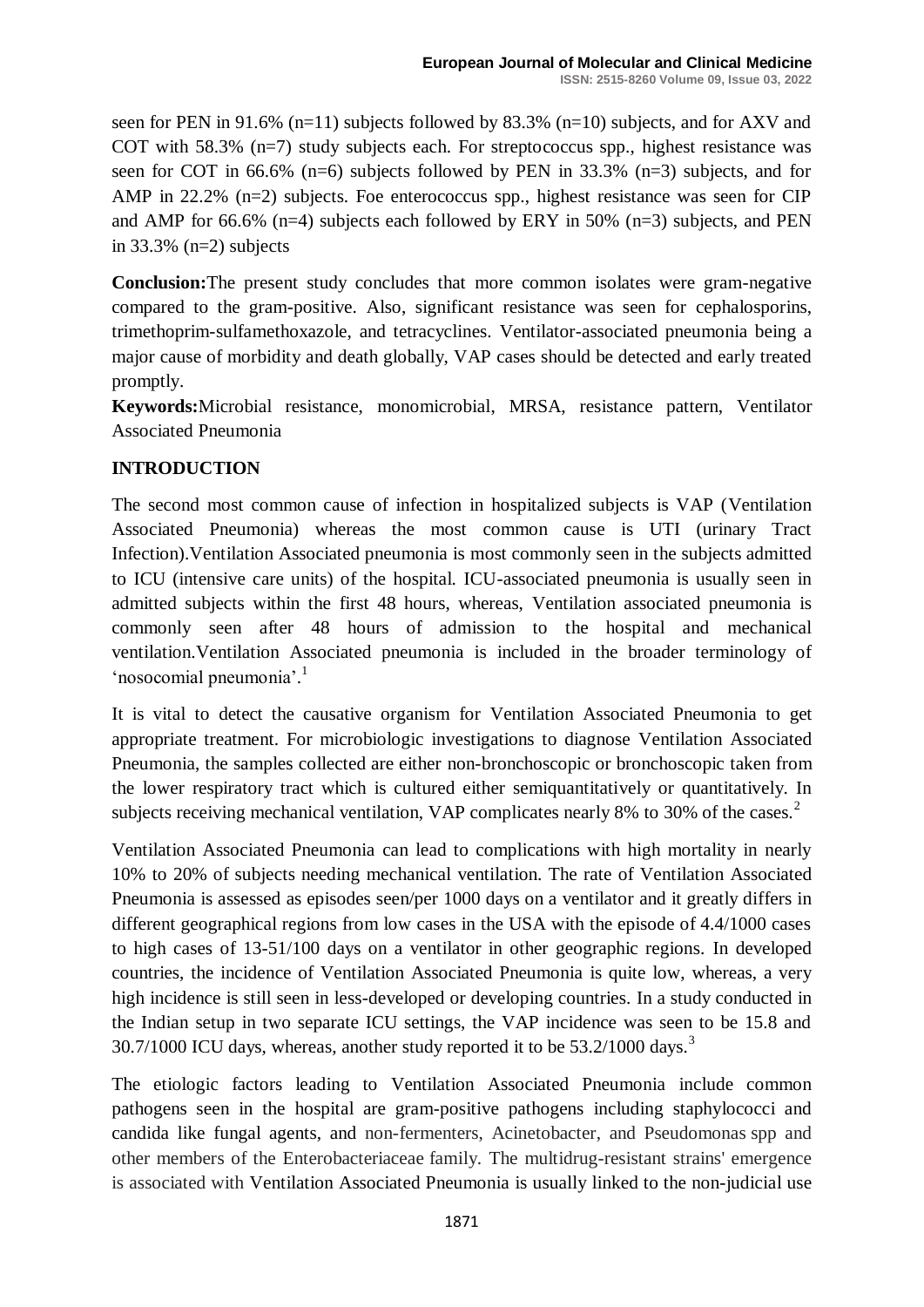seen for PEN in 91.6% (n=11) subjects followed by 83.3% (n=10) subjects, and for AXV and COT with 58.3% (n=7) study subjects each. For streptococcus spp., highest resistance was seen for COT in 66.6% (n=6) subjects followed by PEN in 33.3% (n=3) subjects, and for AMP in 22.2% (n=2) subjects. Foe enterococcus spp., highest resistance was seen for CIP and AMP for 66.6% (n=4) subjects each followed by ERY in 50% (n=3) subjects, and PEN in 33.3% (n=2) subjects

**Conclusion:**The present study concludes that more common isolates were gram-negative compared to the gram-positive. Also, significant resistance was seen for cephalosporins, trimethoprim-sulfamethoxazole, and tetracyclines. Ventilator-associated pneumonia being a major cause of morbidity and death globally, VAP cases should be detected and early treated promptly.

**Keywords:**Microbial resistance, monomicrobial, MRSA, resistance pattern, Ventilator Associated Pneumonia

## INTRODUCTION

The second most common cause of infection in hospitalized subjects is VAP (Ventilation Associated Pneumonia) whereas the most common cause is UTI (urinary Tract Infection).Ventilation Associated pneumonia is most commonly seen in the subjects admitted to ICU (intensive care units) of the hospital. ICU-associated pneumonia is usually seen in admitted subjects within the first 48 hours, whereas, Ventilation associated pneumonia is commonly seen after 48 hours of admission to the hospital and mechanical ventilation.Ventilation Associated pneumonia is included in the broader terminology of 'nosocomial pneumonia'.[1]

It is vital to detect the causative organism for Ventilation Associated Pneumonia to get appropriate treatment. For microbiologic investigations to diagnose Ventilation Associated Pneumonia, the samples collected are either non-bronchoscopic or bronchoscopic taken from the lower respiratory tract which is cultured either semiquantitatively or quantitatively. In subjects receiving mechanical ventilation, VAP complicates nearly 8% to 30% of the cases.[2]

Ventilation Associated Pneumonia can lead to complications with high mortality in nearly 10% to 20% of subjects needing mechanical ventilation. The rate of Ventilation Associated Pneumonia is assessed as episodes seen/per 1000 days on a ventilator and it greatly differs in different geographical regions from low cases in the USA with the episode of 4.4/1000 cases to high cases of 13-51/100 days on a ventilator in other geographic regions. In developed countries, the incidence of Ventilation Associated Pneumonia is quite low, whereas, a very high incidence is still seen in less-developed or developing countries. In a study conducted in the Indian setup in two separate ICU settings, the VAP incidence was seen to be 15.8 and 30.7/1000 ICU days, whereas, another study reported it to be 53.2/1000 days.[3]

The etiologic factors leading to Ventilation Associated Pneumonia include common pathogens seen in the hospital are gram-positive pathogens including staphylococci and candida like fungal agents, and non-fermenters, Acinetobacter, and Pseudomonas spp and other members of the Enterobacteriaceae family. The multidrug-resistant strains' emergence is associated with Ventilation Associated Pneumonia is usually linked to the non-judicial use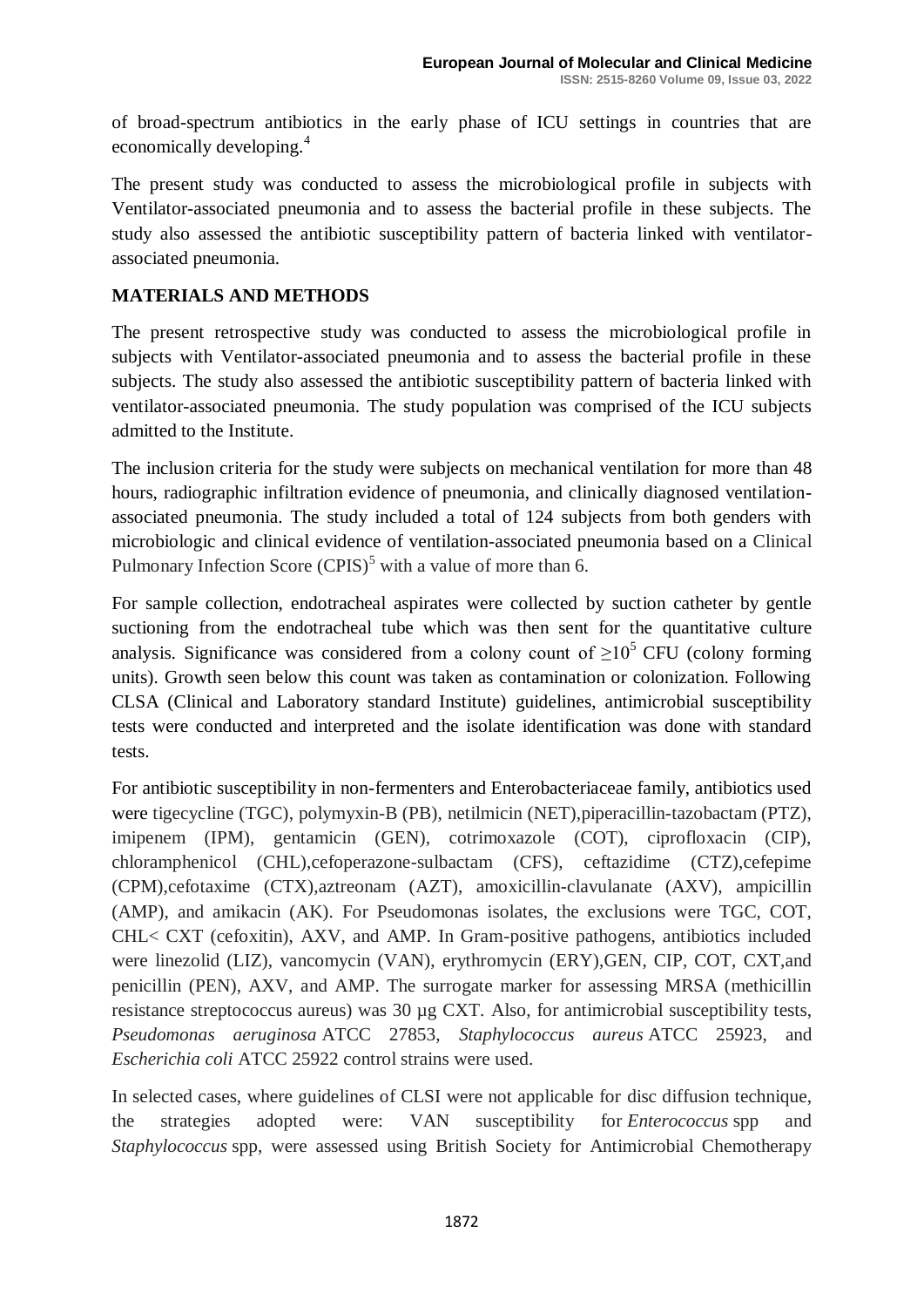of broad-spectrum antibiotics in the early phase of ICU settings in countries that are economically developing.[4]

The present study was conducted to assess the microbiological profile in subjects with Ventilator-associated pneumonia and to assess the bacterial profile in these subjects. The study also assessed the antibiotic susceptibility pattern of bacteria linked with ventilator-associated pneumonia.

## MATERIALS AND METHODS

The present retrospective study was conducted to assess the microbiological profile in subjects with Ventilator-associated pneumonia and to assess the bacterial profile in these subjects. The study also assessed the antibiotic susceptibility pattern of bacteria linked with ventilator-associated pneumonia. The study population was comprised of the ICU subjects admitted to the Institute.

The inclusion criteria for the study were subjects on mechanical ventilation for more than 48 hours, radiographic infiltration evidence of pneumonia, and clinically diagnosed ventilation-associated pneumonia. The study included a total of 124 subjects from both genders with microbiologic and clinical evidence of ventilation-associated pneumonia based on a Clinical Pulmonary Infection Score (CPIS)[5] with a value of more than 6.

For sample collection, endotracheal aspirates were collected by suction catheter by gentle suctioning from the endotracheal tube which was then sent for the quantitative culture analysis. Significance was considered from a colony count of $\geq 10^5$ CFU (colony forming units). Growth seen below this count was taken as contamination or colonization. Following CLSA (Clinical and Laboratory standard Institute) guidelines, antimicrobial susceptibility tests were conducted and interpreted and the isolate identification was done with standard tests.

For antibiotic susceptibility in non-fermenters and Enterobacteriaceae family, antibiotics used were tigecycline (TGC), polymyxin-B (PB), netilmicin (NET),piperacillin-tazobactam (PTZ), imipenem (IPM), gentamicin (GEN), cotrimoxazole (COT), ciprofloxacin (CIP), chloramphenicol (CHL),cefoperazone-sulbactam (CFS), ceftazidime (CTZ),cefepime (CPM),cefotaxime (CTX),aztreonam (AZT), amoxicillin-clavulanate (AXV), ampicillin (AMP), and amikacin (AK). For Pseudomonas isolates, the exclusions were TGC, COT, CHL< CXT (cefoxitin), AXV, and AMP. In Gram-positive pathogens, antibiotics included were linezolid (LIZ), vancomycin (VAN), erythromycin (ERY),GEN, CIP, COT, CXT,and penicillin (PEN), AXV, and AMP. The surrogate marker for assessing MRSA (methicillin resistance streptococcus aureus) was 30 µg CXT. Also, for antimicrobial susceptibility tests, *Pseudomonas aeruginosa* ATCC 27853, *Staphylococcus aureus* ATCC 25923, and *Escherichia coli* ATCC 25922 control strains were used.

In selected cases, where guidelines of CLSI were not applicable for disc diffusion technique, the strategies adopted were: VAN susceptibility for *Enterococcus* spp and *Staphylococcus* spp, were assessed using British Society for Antimicrobial Chemotherapy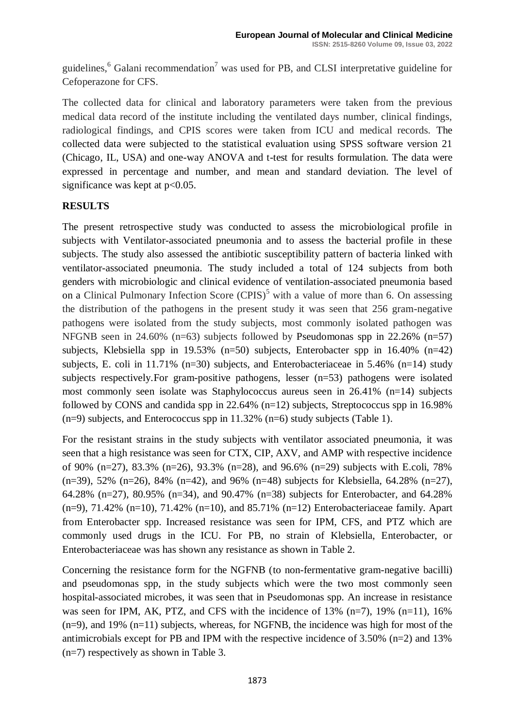guidelines,[6] Galani recommendation[7] was used for PB, and CLSI interpretative guideline for Cefoperazone for CFS.

The collected data for clinical and laboratory parameters were taken from the previous medical data record of the institute including the ventilated days number, clinical findings, radiological findings, and CPIS scores were taken from ICU and medical records. The collected data were subjected to the statistical evaluation using SPSS software version 21 (Chicago, IL, USA) and one-way ANOVA and t-test for results formulation. The data were expressed in percentage and number, and mean and standard deviation. The level of significance was kept at $p<0.05$.

## RESULTS

The present retrospective study was conducted to assess the microbiological profile in subjects with Ventilator-associated pneumonia and to assess the bacterial profile in these subjects. The study also assessed the antibiotic susceptibility pattern of bacteria linked with ventilator-associated pneumonia. The study included a total of 124 subjects from both genders with microbiologic and clinical evidence of ventilation-associated pneumonia based on a Clinical Pulmonary Infection Score (CPIS)[5] with a value of more than 6. On assessing the distribution of the pathogens in the present study it was seen that 256 gram-negative pathogens were isolated from the study subjects, most commonly isolated pathogen was NFGNB seen in 24.60% (n=63) subjects followed by Pseudomonas spp in 22.26% (n=57) subjects, Klebsiella spp in 19.53% (n=50) subjects, Enterobacter spp in 16.40% (n=42) subjects, E. coli in 11.71% (n=30) subjects, and Enterobacteriaceae in 5.46% (n=14) study subjects respectively.For gram-positive pathogens, lesser (n=53) pathogens were isolated most commonly seen isolate was Staphylococcus aureus seen in 26.41% (n=14) subjects followed by CONS and candida spp in 22.64% (n=12) subjects, Streptococcus spp in 16.98% (n=9) subjects, and Enterococcus spp in 11.32% (n=6) study subjects (Table 1).

For the resistant strains in the study subjects with ventilator associated pneumonia, it was seen that a high resistance was seen for CTX, CIP, AXV, and AMP with respective incidence of 90% (n=27), 83.3% (n=26), 93.3% (n=28), and 96.6% (n=29) subjects with E.coli, 78% (n=39), 52% (n=26), 84% (n=42), and 96% (n=48) subjects for Klebsiella, 64.28% (n=27), 64.28% (n=27), 80.95% (n=34), and 90.47% (n=38) subjects for Enterobacter, and 64.28% (n=9), 71.42% (n=10), 71.42% (n=10), and 85.71% (n=12) Enterobacteriaceae family. Apart from Enterobacter spp. Increased resistance was seen for IPM, CFS, and PTZ which are commonly used drugs in the ICU. For PB, no strain of Klebsiella, Enterobacter, or Enterobacteriaceae was has shown any resistance as shown in Table 2.

Concerning the resistance form for the NGFNB (to non-fermentative gram-negative bacilli) and pseudomonas spp, in the study subjects which were the two most commonly seen hospital-associated microbes, it was seen that in Pseudomonas spp. An increase in resistance was seen for IPM, AK, PTZ, and CFS with the incidence of 13% (n=7), 19% (n=11), 16% (n=9), and 19% (n=11) subjects, whereas, for NGFNB, the incidence was high for most of the antimicrobials except for PB and IPM with the respective incidence of 3.50% (n=2) and 13% (n=7) respectively as shown in Table 3.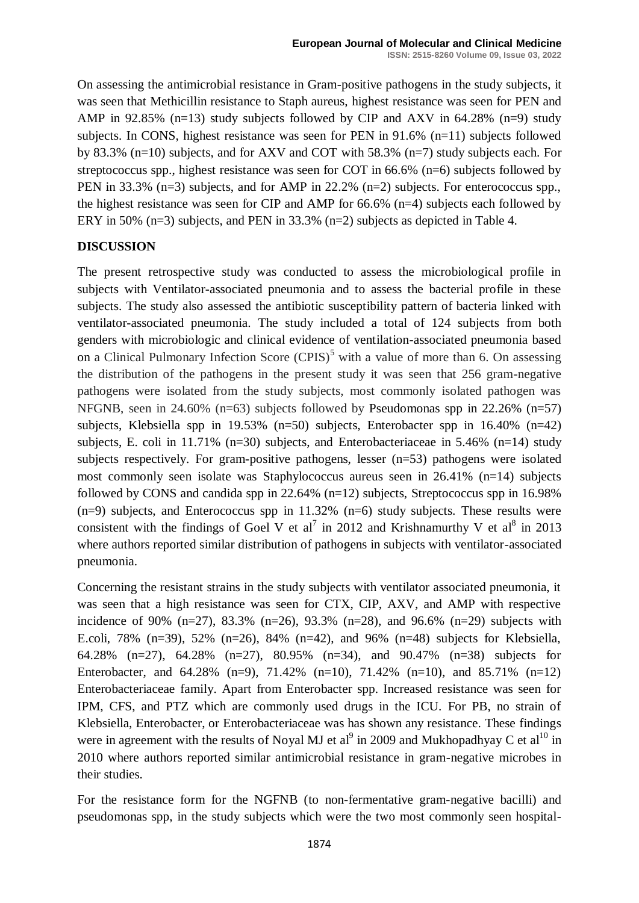On assessing the antimicrobial resistance in Gram-positive pathogens in the study subjects, it was seen that Methicillin resistance to Staph aureus, highest resistance was seen for PEN and AMP in 92.85% (n=13) study subjects followed by CIP and AXV in 64.28% (n=9) study subjects. In CONS, highest resistance was seen for PEN in 91.6% (n=11) subjects followed by 83.3% (n=10) subjects, and for AXV and COT with 58.3% (n=7) study subjects each. For streptococcus spp., highest resistance was seen for COT in 66.6% (n=6) subjects followed by PEN in 33.3% (n=3) subjects, and for AMP in 22.2% (n=2) subjects. For enterococcus spp., the highest resistance was seen for CIP and AMP for 66.6% (n=4) subjects each followed by ERY in 50% (n=3) subjects, and PEN in 33.3% (n=2) subjects as depicted in Table 4.

## DISCUSSION

The present retrospective study was conducted to assess the microbiological profile in subjects with Ventilator-associated pneumonia and to assess the bacterial profile in these subjects. The study also assessed the antibiotic susceptibility pattern of bacteria linked with ventilator-associated pneumonia. The study included a total of 124 subjects from both genders with microbiologic and clinical evidence of ventilation-associated pneumonia based on a Clinical Pulmonary Infection Score (CPIS)[5] with a value of more than 6. On assessing the distribution of the pathogens in the present study it was seen that 256 gram-negative pathogens were isolated from the study subjects, most commonly isolated pathogen was NFGNB, seen in 24.60% (n=63) subjects followed by Pseudomonas spp in 22.26% (n=57) subjects, Klebsiella spp in 19.53% (n=50) subjects, Enterobacter spp in 16.40% (n=42) subjects, E. coli in 11.71% (n=30) subjects, and Enterobacteriaceae in 5.46% (n=14) study subjects respectively. For gram-positive pathogens, lesser (n=53) pathogens were isolated most commonly seen isolate was Staphylococcus aureus seen in 26.41% (n=14) subjects followed by CONS and candida spp in 22.64% (n=12) subjects, Streptococcus spp in 16.98% (n=9) subjects, and Enterococcus spp in 11.32% (n=6) study subjects. These results were consistent with the findings of Goel V et al[7] in 2012 and Krishnamurthy V et al[8] in 2013 where authors reported similar distribution of pathogens in subjects with ventilator-associated pneumonia.

Concerning the resistant strains in the study subjects with ventilator associated pneumonia, it was seen that a high resistance was seen for CTX, CIP, AXV, and AMP with respective incidence of 90% (n=27), 83.3% (n=26), 93.3% (n=28), and 96.6% (n=29) subjects with E.coli, 78% (n=39), 52% (n=26), 84% (n=42), and 96% (n=48) subjects for Klebsiella, 64.28% (n=27), 64.28% (n=27), 80.95% (n=34), and 90.47% (n=38) subjects for Enterobacter, and 64.28% (n=9), 71.42% (n=10), 71.42% (n=10), and 85.71% (n=12) Enterobacteriaceae family. Apart from Enterobacter spp. Increased resistance was seen for IPM, CFS, and PTZ which are commonly used drugs in the ICU. For PB, no strain of Klebsiella, Enterobacter, or Enterobacteriaceae was has shown any resistance. These findings were in agreement with the results of Noyal MJ et al[9] in 2009 and Mukhopadhyay C et al[10] in 2010 where authors reported similar antimicrobial resistance in gram-negative microbes in their studies.

For the resistance form for the NGFNB (to non-fermentative gram-negative bacilli) and pseudomonas spp, in the study subjects which were the two most commonly seen hospital-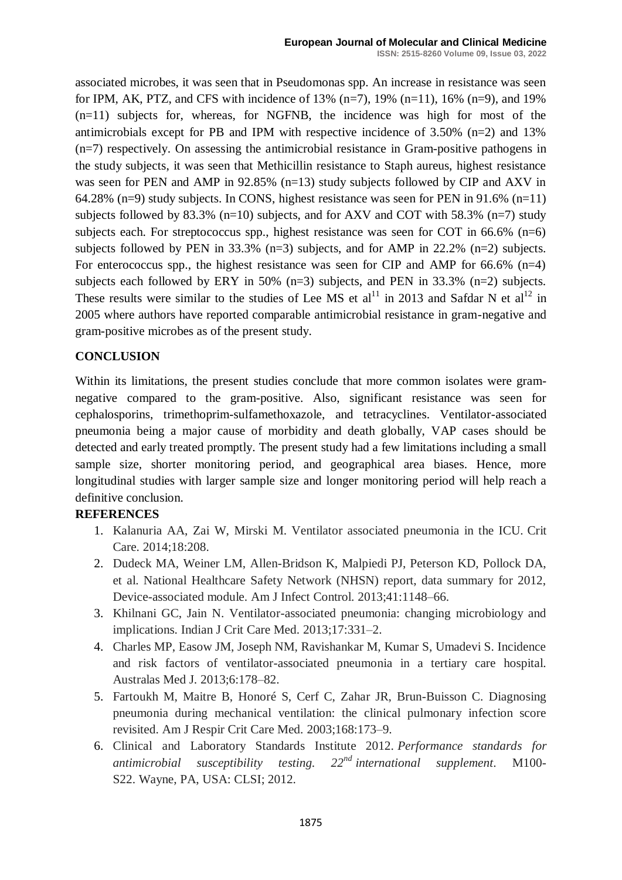associated microbes, it was seen that in Pseudomonas spp. An increase in resistance was seen for IPM, AK, PTZ, and CFS with incidence of 13% (n=7), 19% (n=11), 16% (n=9), and 19% (n=11) subjects for, whereas, for NGFNB, the incidence was high for most of the antimicrobials except for PB and IPM with respective incidence of 3.50% (n=2) and 13% (n=7) respectively. On assessing the antimicrobial resistance in Gram-positive pathogens in the study subjects, it was seen that Methicillin resistance to Staph aureus, highest resistance was seen for PEN and AMP in 92.85% (n=13) study subjects followed by CIP and AXV in 64.28% (n=9) study subjects. In CONS, highest resistance was seen for PEN in 91.6% (n=11) subjects followed by 83.3% (n=10) subjects, and for AXV and COT with 58.3% (n=7) study subjects each. For streptococcus spp., highest resistance was seen for COT in 66.6% (n=6) subjects followed by PEN in 33.3% (n=3) subjects, and for AMP in 22.2% (n=2) subjects. For enterococcus spp., the highest resistance was seen for CIP and AMP for 66.6% (n=4) subjects each followed by ERY in 50% (n=3) subjects, and PEN in 33.3% (n=2) subjects. These results were similar to the studies of Lee MS et al[11] in 2013 and Safdar N et al[12] in 2005 where authors have reported comparable antimicrobial resistance in gram-negative and gram-positive microbes as of the present study.

## CONCLUSION

Within its limitations, the present studies conclude that more common isolates were gram-negative compared to the gram-positive. Also, significant resistance was seen for cephalosporins, trimethoprim-sulfamethoxazole, and tetracyclines. Ventilator-associated pneumonia being a major cause of morbidity and death globally, VAP cases should be detected and early treated promptly. The present study had a few limitations including a small sample size, shorter monitoring period, and geographical area biases. Hence, more longitudinal studies with larger sample size and longer monitoring period will help reach a definitive conclusion.

## REFERENCES

1. Kalanuria AA, Zai W, Mirski M. Ventilator associated pneumonia in the ICU. Crit Care. 2014;18:208.
2. Dudeck MA, Weiner LM, Allen-Bridson K, Malpiedi PJ, Peterson KD, Pollock DA, et al. National Healthcare Safety Network (NHSN) report, data summary for 2012, Device-associated module. Am J Infect Control. 2013;41:1148–66.
3. Khilnani GC, Jain N. Ventilator-associated pneumonia: changing microbiology and implications. Indian J Crit Care Med. 2013;17:331–2.
4. Charles MP, Easow JM, Joseph NM, Ravishankar M, Kumar S, Umadevi S. Incidence and risk factors of ventilator-associated pneumonia in a tertiary care hospital. Australas Med J. 2013;6:178–82.
5. Fartoukh M, Maitre B, Honoré S, Cerf C, Zahar JR, Brun-Buisson C. Diagnosing pneumonia during mechanical ventilation: the clinical pulmonary infection score revisited. Am J Respir Crit Care Med. 2003;168:173–9.
6. Clinical and Laboratory Standards Institute 2012. *Performance standards for antimicrobial susceptibility testing. 22nd international supplement*. M100-S22. Wayne, PA, USA: CLSI; 2012.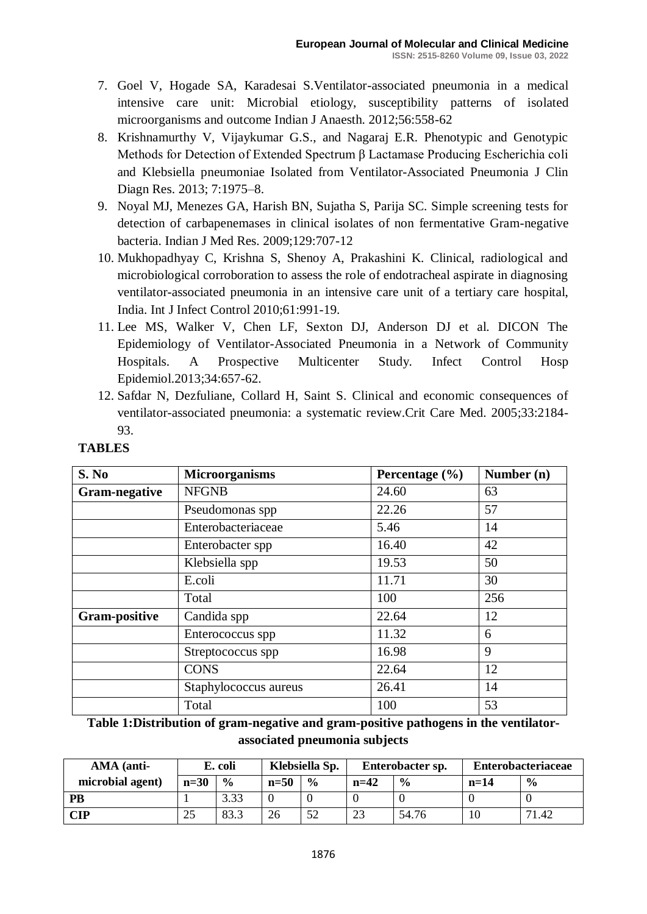7. Goel V, Hogade SA, Karadesai S.Ventilator-associated pneumonia in a medical intensive care unit: Microbial etiology, susceptibility patterns of isolated microorganisms and outcome Indian J Anaesth. 2012;56:558-62
8. Krishnamurthy V, Vijaykumar G.S., and Nagaraj E.R. Phenotypic and Genotypic Methods for Detection of Extended Spectrum β Lactamase Producing Escherichia coli and Klebsiella pneumoniae Isolated from Ventilator-Associated Pneumonia J Clin Diagn Res. 2013; 7:1975–8.
9. Noyal MJ, Menezes GA, Harish BN, Sujatha S, Parija SC. Simple screening tests for detection of carbapenemases in clinical isolates of non fermentative Gram-negative bacteria. Indian J Med Res. 2009;129:707-12
10. Mukhopadhyay C, Krishna S, Shenoy A, Prakashini K. Clinical, radiological and microbiological corroboration to assess the role of endotracheal aspirate in diagnosing ventilator-associated pneumonia in an intensive care unit of a tertiary care hospital, India. Int J Infect Control 2010;61:991-19.
11. Lee MS, Walker V, Chen LF, Sexton DJ, Anderson DJ et al. DICON The Epidemiology of Ventilator-Associated Pneumonia in a Network of Community Hospitals. A Prospective Multicenter Study. Infect Control Hosp Epidemiol.2013;34:657-62.
12. Safdar N, Dezfuliane, Collard H, Saint S. Clinical and economic consequences of ventilator-associated pneumonia: a systematic review.Crit Care Med. 2005;33:2184-93.

## TABLES

| S. No | Microorganisms | Percentage (%) | Number (n) |
|---|---|---|---|
| **Gram-negative** | NFGNB | 24.60 | 63 |
| | Pseudomonas spp | 22.26 | 57 |
| | Enterobacteriaceae | 5.46 | 14 |
| | Enterobacter spp | 16.40 | 42 |
| | Klebsiella spp | 19.53 | 50 |
| | E.coli | 11.71 | 30 |
| | Total | 100 | 256 |
| **Gram-positive** | Candida spp | 22.64 | 12 |
| | Enterococcus spp | 11.32 | 6 |
| | Streptococcus spp | 16.98 | 9 |
| | CONS | 22.64 | 12 |
| | Staphylococcus aureus | 26.41 | 14 |
| | Total | 100 | 53 |

**Table 1:Distribution of gram-negative and gram-positive pathogens in the ventilator-associated pneumonia subjects**

| AMA (anti-microbial agent) | E. coli | | Klebsiella Sp. | | Enterobacter sp. | | Enterobacteriaceae | |
|---|---|---|---|---|---|---|---|---|
| | n=30 | % | n=50 | % | n=42 | % | n=14 | % |
| **PB** | 1 | 3.33 | 0 | 0 | 0 | 0 | 0 | 0 |
| **CIP** | 25 | 83.3 | 26 | 52 | 23 | 54.76 | 10 | 71.42 |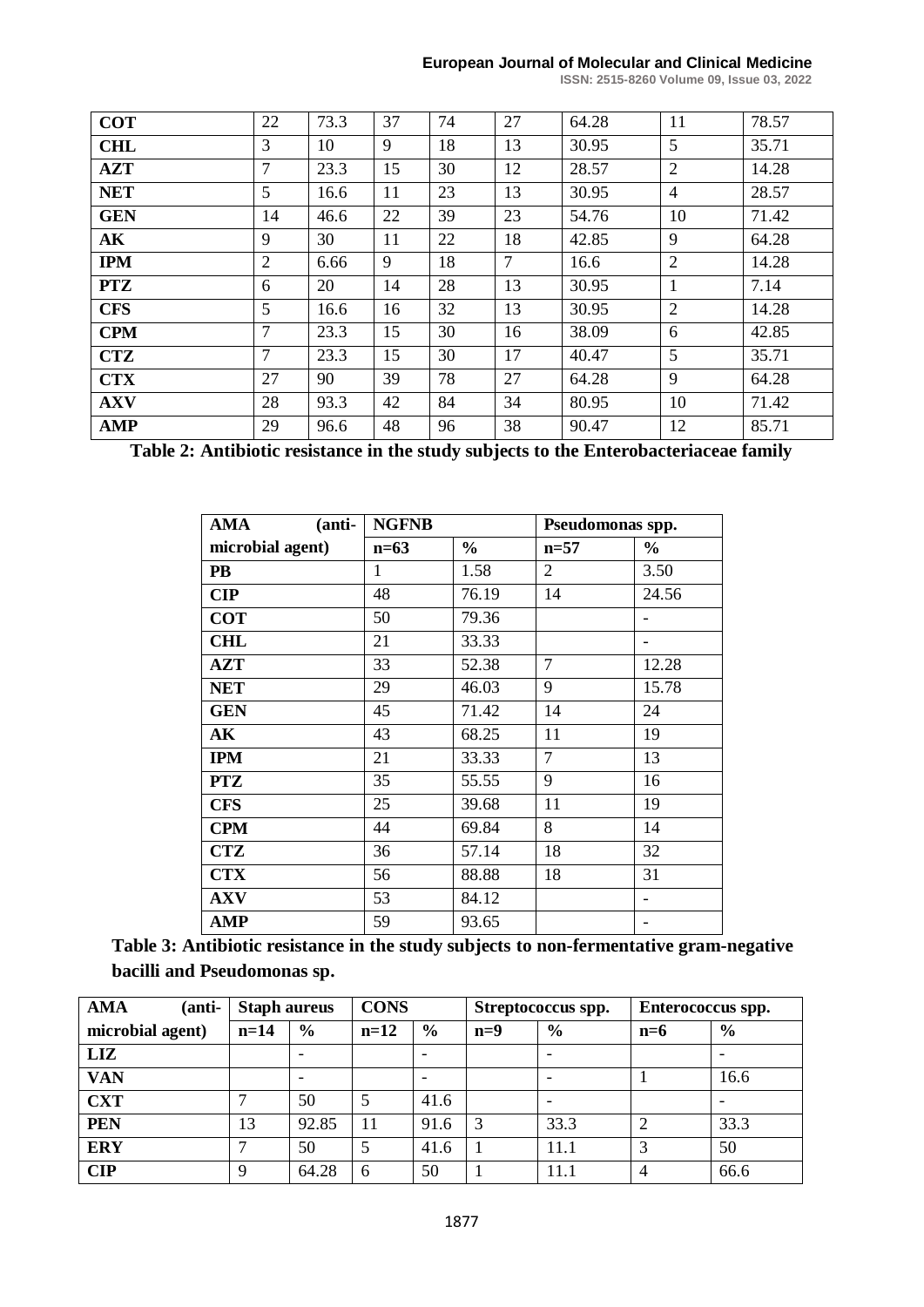| COT | 22 | 73.3 | 37 | 74 | 27 | 64.28 | 11 | 78.57 |
|---|---|---|---|---|---|---|---|---|
| CHL | 3 | 10 | 9 | 18 | 13 | 30.95 | 5 | 35.71 |
| AZT | 7 | 23.3 | 15 | 30 | 12 | 28.57 | 2 | 14.28 |
| NET | 5 | 16.6 | 11 | 23 | 13 | 30.95 | 4 | 28.57 |
| GEN | 14 | 46.6 | 22 | 39 | 23 | 54.76 | 10 | 71.42 |
| AK | 9 | 30 | 11 | 22 | 18 | 42.85 | 9 | 64.28 |
| IPM | 2 | 6.66 | 9 | 18 | 7 | 16.6 | 2 | 14.28 |
| PTZ | 6 | 20 | 14 | 28 | 13 | 30.95 | 1 | 7.14 |
| CFS | 5 | 16.6 | 16 | 32 | 13 | 30.95 | 2 | 14.28 |
| CPM | 7 | 23.3 | 15 | 30 | 16 | 38.09 | 6 | 42.85 |
| CTZ | 7 | 23.3 | 15 | 30 | 17 | 40.47 | 5 | 35.71 |
| CTX | 27 | 90 | 39 | 78 | 27 | 64.28 | 9 | 64.28 |
| AXV | 28 | 93.3 | 42 | 84 | 34 | 80.95 | 10 | 71.42 |
| AMP | 29 | 96.6 | 48 | 96 | 38 | 90.47 | 12 | 85.71 |

**Table 2: Antibiotic resistance in the study subjects to the Enterobacteriaceae family**

| AMA (anti-microbial agent) | NGFNB | | Pseudomonas spp. | |
|---|---|---|---|---|
| | n=63 | % | n=57 | % |
| PB | 1 | 1.58 | 2 | 3.50 |
| CIP | 48 | 76.19 | 14 | 24.56 |
| COT | 50 | 79.36 | | - |
| CHL | 21 | 33.33 | | - |
| AZT | 33 | 52.38 | 7 | 12.28 |
| NET | 29 | 46.03 | 9 | 15.78 |
| GEN | 45 | 71.42 | 14 | 24 |
| AK | 43 | 68.25 | 11 | 19 |
| IPM | 21 | 33.33 | 7 | 13 |
| PTZ | 35 | 55.55 | 9 | 16 |
| CFS | 25 | 39.68 | 11 | 19 |
| CPM | 44 | 69.84 | 8 | 14 |
| CTZ | 36 | 57.14 | 18 | 32 |
| CTX | 56 | 88.88 | 18 | 31 |
| AXV | 53 | 84.12 | | - |
| AMP | 59 | 93.65 | | - |

**Table 3: Antibiotic resistance in the study subjects to non-fermentative gram-negative bacilli and Pseudomonas sp.**

| AMA (anti-microbial agent) | Staph aureus | | CONS | | Streptococcus spp. | | Enterococcus spp. | |
|---|---|---|---|---|---|---|---|---|
| | n=14 | % | n=12 | % | n=9 | % | n=6 | % |
| LIZ | | - | | - | | - | | - |
| VAN | | - | | - | | - | 1 | 16.6 |
| CXT | 7 | 50 | 5 | 41.6 | | - | | - |
| PEN | 13 | 92.85 | 11 | 91.6 | 3 | 33.3 | 2 | 33.3 |
| ERY | 7 | 50 | 5 | 41.6 | 1 | 11.1 | 3 | 50 |
| CIP | 9 | 64.28 | 6 | 50 | 1 | 11.1 | 4 | 66.6 |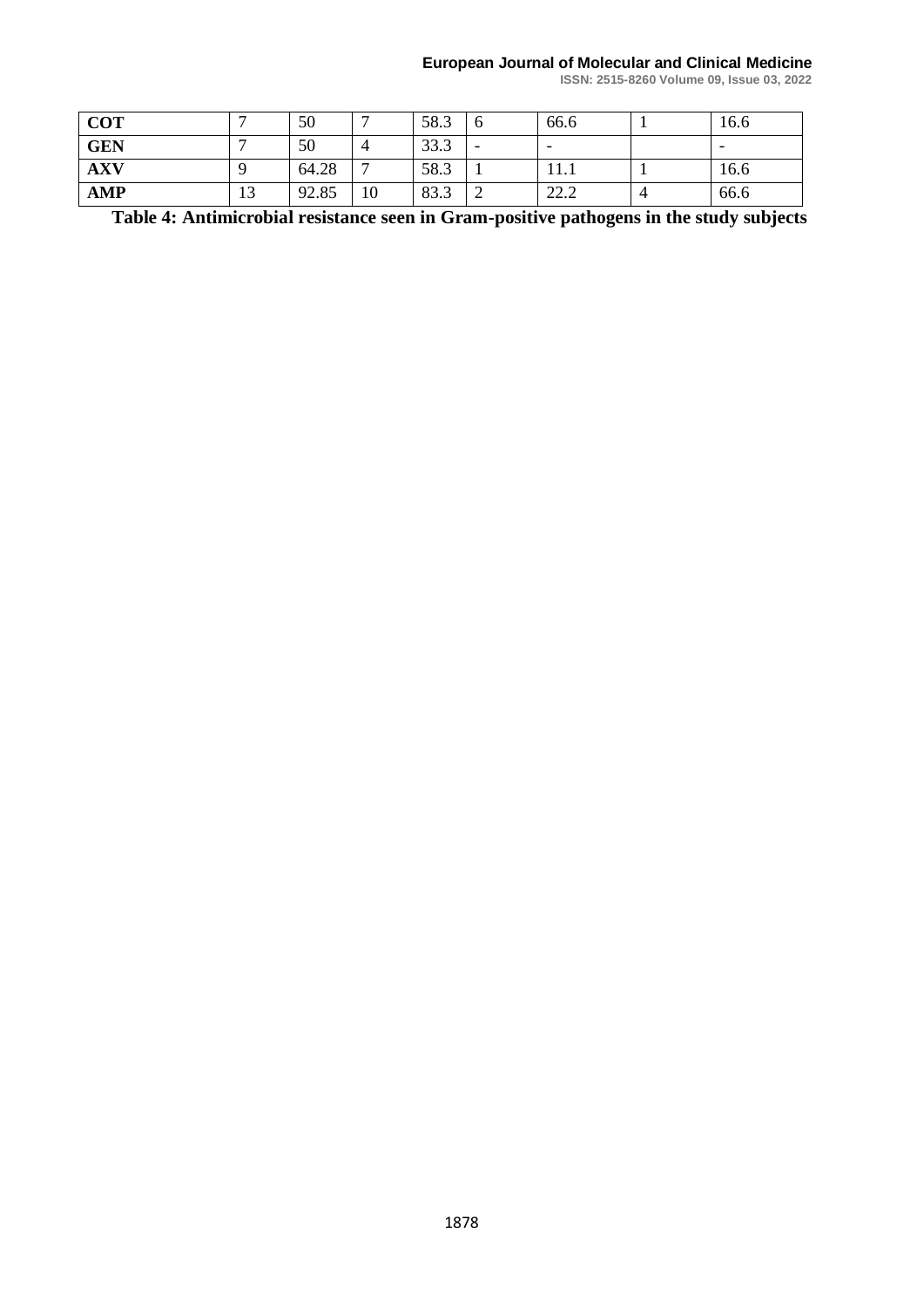| | | | | | | | | |
|---|---|---|---|---|---|---|---|---|
| **COT** | 7 | 50 | 7 | 58.3 | 6 | 66.6 | 1 | 16.6 |
| **GEN** | 7 | 50 | 4 | 33.3 | - | - | | - |
| **AXV** | 9 | 64.28 | 7 | 58.3 | 1 | 11.1 | 1 | 16.6 |
| **AMP** | 13 | 92.85 | 10 | 83.3 | 2 | 22.2 | 4 | 66.6 |

**Table 4: Antimicrobial resistance seen in Gram-positive pathogens in the study subjects**